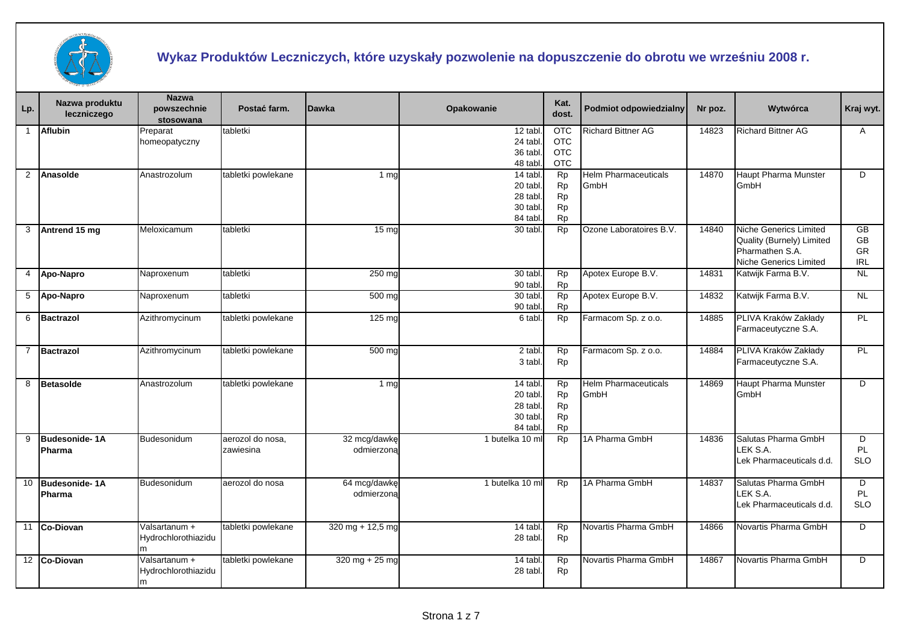# Wykaz Produktów Leczniczych, które uzyskały pozwolenie na dopuszczenie do obrotu we wrześniu 2008 r.

| Lp. | Nazwa produktu leczniczego | Nazwa powszechnie stosowana | Postać farm. | Dawka | Opakowanie | Kat. dost. | Podmiot odpowiedzialny | Nr poz. | Wytwórca | Kraj wyt. |
|---|---|---|---|---|---|---|---|---|---|---|
| 1 | **Aflubin** | Preparat homeopatyczny | tabletki | | 12 tabl.<br>24 tabl.<br>36 tabl.<br>48 tabl. | OTC<br>OTC<br>OTC<br>OTC | Richard Bittner AG | 14823 | Richard Bittner AG | A |
| 2 | **Anasolde** | Anastrozolum | tabletki powlekane | 1 mg | 14 tabl.<br>20 tabl.<br>28 tabl.<br>30 tabl.<br>84 tabl. | Rp<br>Rp<br>Rp<br>Rp<br>Rp | Helm Pharmaceuticals GmbH | 14870 | Haupt Pharma Munster GmbH | D |
| 3 | **Antrend 15 mg** | Meloxicamum | tabletki | 15 mg | 30 tabl. | Rp | Ozone Laboratoires B.V. | 14840 | Niche Generics Limited<br>Quality (Burnely) Limited<br>Pharmathen S.A.<br>Niche Generics Limited | GB<br>GB<br>GR<br>IRL |
| 4 | **Apo-Napro** | Naproxenum | tabletki | 250 mg | 30 tabl.<br>90 tabl. | Rp<br>Rp | Apotex Europe B.V. | 14831 | Katwijk Farma B.V. | NL |
| 5 | **Apo-Napro** | Naproxenum | tabletki | 500 mg | 30 tabl.<br>90 tabl. | Rp<br>Rp | Apotex Europe B.V. | 14832 | Katwijk Farma B.V. | NL |
| 6 | **Bactrazol** | Azithromycinum | tabletki powlekane | 125 mg | 6 tabl. | Rp | Farmacom Sp. z o.o. | 14885 | PLIVA Kraków Zakłady Farmaceutyczne S.A. | PL |
| 7 | **Bactrazol** | Azithromycinum | tabletki powlekane | 500 mg | 2 tabl.<br>3 tabl. | Rp<br>Rp | Farmacom Sp. z o.o. | 14884 | PLIVA Kraków Zakłady Farmaceutyczne S.A. | PL |
| 8 | **Betasolde** | Anastrozolum | tabletki powlekane | 1 mg | 14 tabl.<br>20 tabl.<br>28 tabl.<br>30 tabl.<br>84 tabl. | Rp<br>Rp<br>Rp<br>Rp<br>Rp | Helm Pharmaceuticals GmbH | 14869 | Haupt Pharma Munster GmbH | D |
| 9 | **Budesonide- 1A Pharma** | Budesonidum | aerozol do nosa, zawiesina | 32 mcg/dawkę odmierzoną | 1 butelka 10 ml | Rp | 1A Pharma GmbH | 14836 | Salutas Pharma GmbH<br>LEK S.A.<br>Lek Pharmaceuticals d.d. | D<br>PL<br>SLO |
| 10 | **Budesonide- 1A Pharma** | Budesonidum | aerozol do nosa | 64 mcg/dawkę odmierzoną | 1 butelka 10 ml | Rp | 1A Pharma GmbH | 14837 | Salutas Pharma GmbH<br>LEK S.A.<br>Lek Pharmaceuticals d.d. | D<br>PL<br>SLO |
| 11 | **Co-Diovan** | Valsartanum + Hydrochlorothiazidum | tabletki powlekane | 320 mg + 12,5 mg | 14 tabl.<br>28 tabl. | Rp<br>Rp | Novartis Pharma GmbH | 14866 | Novartis Pharma GmbH | D |
| 12 | **Co-Diovan** | Valsartanum + Hydrochlorothiazidum | tabletki powlekane | 320 mg + 25 mg | 14 tabl.<br>28 tabl. | Rp<br>Rp | Novartis Pharma GmbH | 14867 | Novartis Pharma GmbH | D |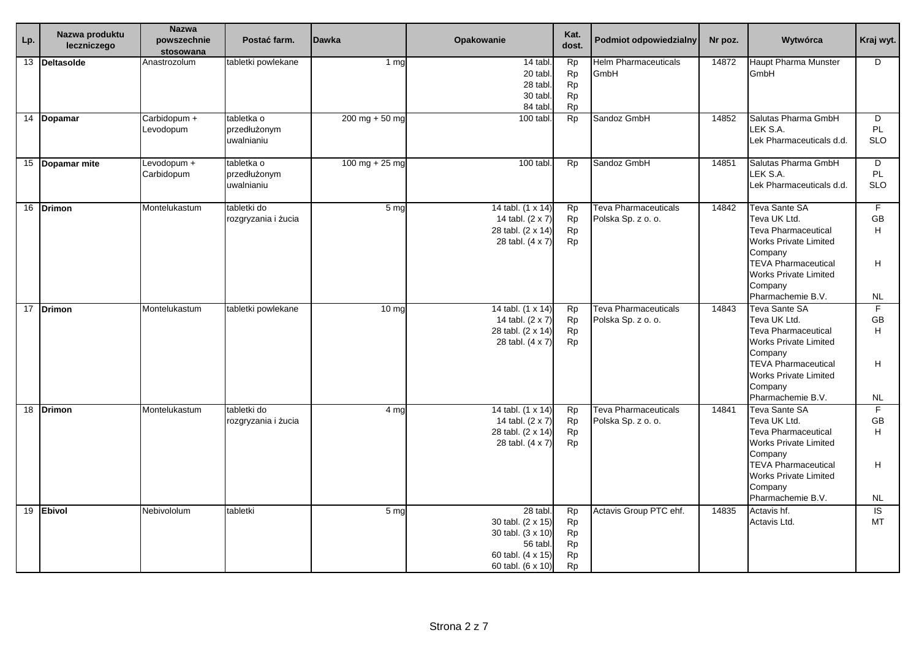| Lp. | Nazwa produktu leczniczego | Nazwa powszechnie stosowana | Postać farm. | Dawka | Opakowanie | Kat. dost. | Podmiot odpowiedzialny | Nr poz. | Wytwórca | Kraj wyt. |
|---|---|---|---|---|---|---|---|---|---|---|
| 13 | **Deltasolde** | Anastrozolum | tabletki powlekane | 1 mg | 14 tabl.<br>20 tabl.<br>28 tabl.<br>30 tabl.<br>84 tabl. | Rp<br>Rp<br>Rp<br>Rp<br>Rp | Helm Pharmaceuticals GmbH | 14872 | Haupt Pharma Munster GmbH | D |
| 14 | **Dopamar** | Carbidopum + Levodopum | tabletka o przedłużonym uwalnianiu | 200 mg + 50 mg | 100 tabl. | Rp | Sandoz GmbH | 14852 | Salutas Pharma GmbH<br>LEK S.A.<br>Lek Pharmaceuticals d.d. | D<br>PL<br>SLO |
| 15 | **Dopamar mite** | Levodopum + Carbidopum | tabletka o przedłużonym uwalnianiu | 100 mg + 25 mg | 100 tabl. | Rp | Sandoz GmbH | 14851 | Salutas Pharma GmbH<br>LEK S.A.<br>Lek Pharmaceuticals d.d. | D<br>PL<br>SLO |
| 16 | **Drimon** | Montelukastum | tabletki do rozgryzania i żucia | 5 mg | 14 tabl. (1 x 14)<br>14 tabl. (2 x 7)<br>28 tabl. (2 x 14)<br>28 tabl. (4 x 7) | Rp<br>Rp<br>Rp<br>Rp | Teva Pharmaceuticals Polska Sp. z o. o. | 14842 | Teva Sante SA<br>Teva UK Ltd.<br>Teva Pharmaceutical Works Private Limited Company<br>TEVA Pharmaceutical Works Private Limited Company<br>Pharmachemie B.V. | F<br>GB<br>H<br>H<br>NL |
| 17 | **Drimon** | Montelukastum | tabletki powlekane | 10 mg | 14 tabl. (1 x 14)<br>14 tabl. (2 x 7)<br>28 tabl. (2 x 14)<br>28 tabl. (4 x 7) | Rp<br>Rp<br>Rp<br>Rp | Teva Pharmaceuticals Polska Sp. z o. o. | 14843 | Teva Sante SA<br>Teva UK Ltd.<br>Teva Pharmaceutical Works Private Limited Company<br>TEVA Pharmaceutical Works Private Limited Company<br>Pharmachemie B.V. | F<br>GB<br>H<br>H<br>NL |
| 18 | **Drimon** | Montelukastum | tabletki do rozgryzania i żucia | 4 mg | 14 tabl. (1 x 14)<br>14 tabl. (2 x 7)<br>28 tabl. (2 x 14)<br>28 tabl. (4 x 7) | Rp<br>Rp<br>Rp<br>Rp | Teva Pharmaceuticals Polska Sp. z o. o. | 14841 | Teva Sante SA<br>Teva UK Ltd.<br>Teva Pharmaceutical Works Private Limited Company<br>TEVA Pharmaceutical Works Private Limited Company<br>Pharmachemie B.V. | F<br>GB<br>H<br>H<br>NL |
| 19 | **Ebivol** | Nebivololum | tabletki | 5 mg | 28 tabl.<br>30 tabl. (2 x 15)<br>30 tabl. (3 x 10)<br>56 tabl.<br>60 tabl. (4 x 15)<br>60 tabl. (6 x 10) | Rp<br>Rp<br>Rp<br>Rp<br>Rp<br>Rp | Actavis Group PTC ehf. | 14835 | Actavis hf.<br>Actavis Ltd. | IS<br>MT |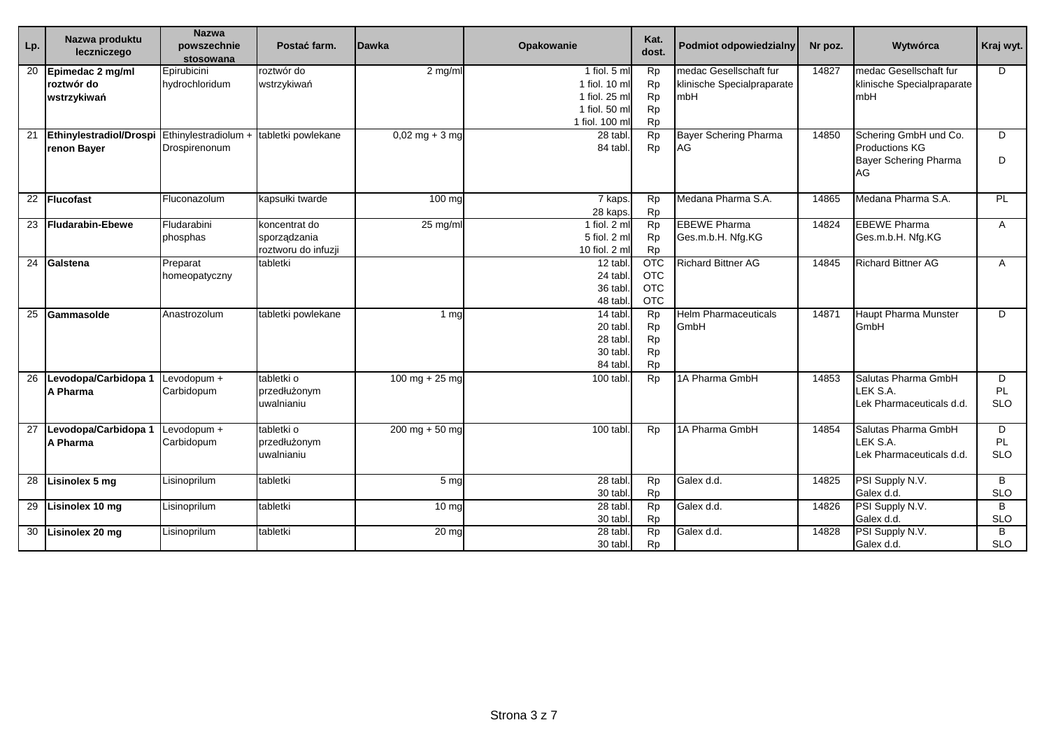| Lp. | Nazwa produktu leczniczego | Nazwa powszechnie stosowana | Postać farm. | Dawka | Opakowanie | Kat. dost. | Podmiot odpowiedzialny | Nr poz. | Wytwórca | Kraj wyt. |
|---|---|---|---|---|---|---|---|---|---|---|
| 20 | **Epimedac 2 mg/ml roztwór do wstrzykiwań** | Epirubicini hydrochloridum | roztwór do wstrzykiwań | 2 mg/ml | 1 fiol. 5 ml<br>1 fiol. 10 ml<br>1 fiol. 25 ml<br>1 fiol. 50 ml<br>1 fiol. 100 ml | Rp<br>Rp<br>Rp<br>Rp<br>Rp | medac Gesellschaft fur klinische Specialpraparate mbH | 14827 | medac Gesellschaft fur klinische Specialpraparate mbH | D |
| 21 | **Ethinylestradiol/Drospirenon Bayer** | Ethinylestradiolum + Drospirenonum | tabletki powlekane | 0,02 mg + 3 mg | 28 tabl.<br>84 tabl. | Rp<br>Rp | Bayer Schering Pharma AG | 14850 | Schering GmbH und Co. Productions KG<br>Bayer Schering Pharma AG | D<br>D |
| 22 | **Flucofast** | Fluconazolum | kapsułki twarde | 100 mg | 7 kaps.<br>28 kaps. | Rp<br>Rp | Medana Pharma S.A. | 14865 | Medana Pharma S.A. | PL |
| 23 | **Fludarabin-Ebewe** | Fludarabini phosphas | koncentrat do sporządzania roztworu do infuzji | 25 mg/ml | 1 fiol. 2 ml<br>5 fiol. 2 ml<br>10 fiol. 2 ml | Rp<br>Rp<br>Rp | EBEWE Pharma Ges.m.b.H. Nfg.KG | 14824 | EBEWE Pharma Ges.m.b.H. Nfg.KG | A |
| 24 | **Galstena** | Preparat homeopatyczny | tabletki | | 12 tabl.<br>24 tabl.<br>36 tabl.<br>48 tabl. | OTC<br>OTC<br>OTC<br>OTC | Richard Bittner AG | 14845 | Richard Bittner AG | A |
| 25 | **Gammasolde** | Anastrozolum | tabletki powlekane | 1 mg | 14 tabl.<br>20 tabl.<br>28 tabl.<br>30 tabl.<br>84 tabl. | Rp<br>Rp<br>Rp<br>Rp<br>Rp | Helm Pharmaceuticals GmbH | 14871 | Haupt Pharma Munster GmbH | D |
| 26 | **Levodopa/Carbidopa 1 A Pharma** | Levodopum + Carbidopum | tabletki o przedłużonym uwalnianiu | 100 mg + 25 mg | 100 tabl. | Rp | 1A Pharma GmbH | 14853 | Salutas Pharma GmbH<br>LEK S.A.<br>Lek Pharmaceuticals d.d. | D<br>PL<br>SLO |
| 27 | **Levodopa/Carbidopa 1 A Pharma** | Levodopum + Carbidopum | tabletki o przedłużonym uwalnianiu | 200 mg + 50 mg | 100 tabl. | Rp | 1A Pharma GmbH | 14854 | Salutas Pharma GmbH<br>LEK S.A.<br>Lek Pharmaceuticals d.d. | D<br>PL<br>SLO |
| 28 | **Lisinolex 5 mg** | Lisinoprilum | tabletki | 5 mg | 28 tabl.<br>30 tabl. | Rp<br>Rp | Galex d.d. | 14825 | PSI Supply N.V.<br>Galex d.d. | B<br>SLO |
| 29 | **Lisinolex 10 mg** | Lisinoprilum | tabletki | 10 mg | 28 tabl.<br>30 tabl. | Rp<br>Rp | Galex d.d. | 14826 | PSI Supply N.V.<br>Galex d.d. | B<br>SLO |
| 30 | **Lisinolex 20 mg** | Lisinoprilum | tabletki | 20 mg | 28 tabl.<br>30 tabl. | Rp<br>Rp | Galex d.d. | 14828 | PSI Supply N.V.<br>Galex d.d. | B<br>SLO |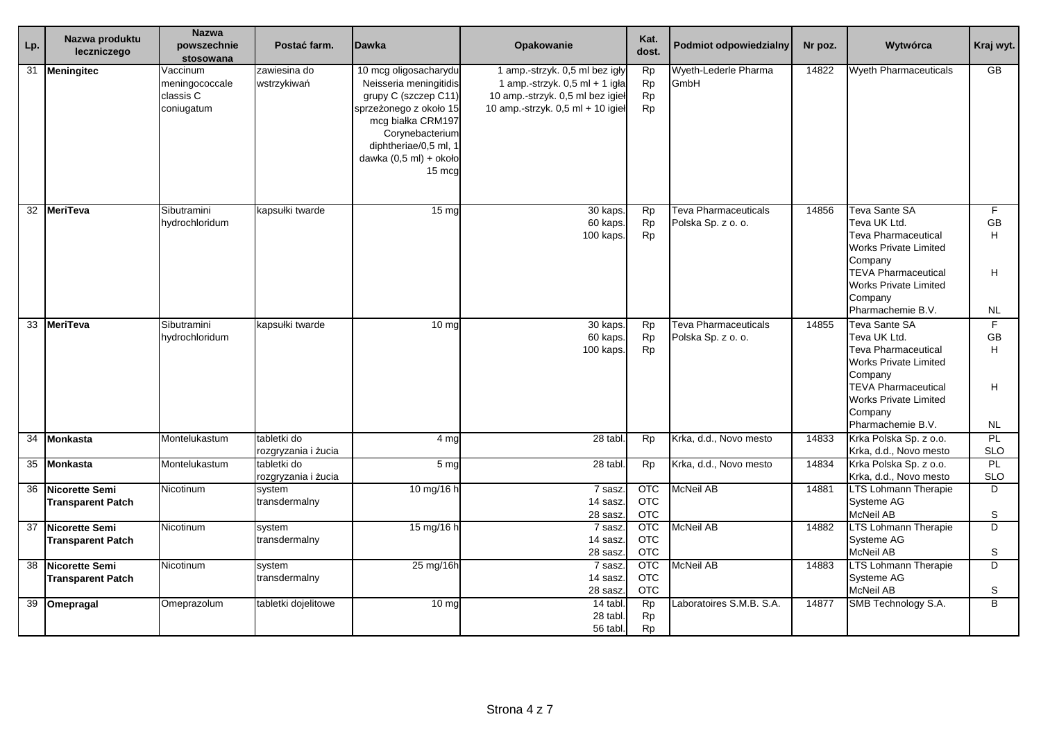| Lp. | Nazwa produktu leczniczego | Nazwa powszechnie stosowana | Postać farm. | Dawka | Opakowanie | Kat. dost. | Podmiot odpowiedzialny | Nr poz. | Wytwórca | Kraj wyt. |
|---|---|---|---|---|---|---|---|---|---|---|
| 31 | **Meningitec** | Vaccinum meningococcale classis C coniugatum | zawiesina do wstrzykiwań | 10 mcg oligosacharydu Neisseria meningitidis grupy C (szczep C11) sprzeżonego z około 15 mcg białka CRM197 Corynebacterium diphtheriae/0,5 ml, 1 dawka (0,5 ml) + około 15 mcg | 1 amp.-strzyk. 0,5 ml bez igły<br>1 amp.-strzyk. 0,5 ml + 1 igła<br>10 amp.-strzyk. 0,5 ml bez igieł<br>10 amp.-strzyk. 0,5 ml + 10 igieł | Rp<br>Rp<br>Rp<br>Rp | Wyeth-Lederle Pharma GmbH | 14822 | Wyeth Pharmaceuticals | GB |
| 32 | **MeriTeva** | Sibutramini hydrochloridum | kapsułki twarde | 15 mg | 30 kaps.<br>60 kaps.<br>100 kaps. | Rp<br>Rp<br>Rp | Teva Pharmaceuticals Polska Sp. z o. o. | 14856 | Teva Sante SA<br>Teva UK Ltd.<br>Teva Pharmaceutical Works Private Limited Company<br>TEVA Pharmaceutical Works Private Limited Company<br>Pharmachemie B.V. | F<br>GB<br>H<br><br>H<br><br>NL |
| 33 | **MeriTeva** | Sibutramini hydrochloridum | kapsułki twarde | 10 mg | 30 kaps.<br>60 kaps.<br>100 kaps. | Rp<br>Rp<br>Rp | Teva Pharmaceuticals Polska Sp. z o. o. | 14855 | Teva Sante SA<br>Teva UK Ltd.<br>Teva Pharmaceutical Works Private Limited Company<br>TEVA Pharmaceutical Works Private Limited Company<br>Pharmachemie B.V. | F<br>GB<br>H<br><br>H<br><br>NL |
| 34 | **Monkasta** | Montelukastum | tabletki do rozgryzania i żucia | 4 mg | 28 tabl. | Rp | Krka, d.d., Novo mesto | 14833 | Krka Polska Sp. z o.o.<br>Krka, d.d., Novo mesto | PL<br>SLO |
| 35 | **Monkasta** | Montelukastum | tabletki do rozgryzania i żucia | 5 mg | 28 tabl. | Rp | Krka, d.d., Novo mesto | 14834 | Krka Polska Sp. z o.o.<br>Krka, d.d., Novo mesto | PL<br>SLO |
| 36 | **Nicorette Semi Transparent Patch** | Nicotinum | system transdermalny | 10 mg/16 h | 7 sasz.<br>14 sasz.<br>28 sasz. | OTC<br>OTC<br>OTC | McNeil AB | 14881 | LTS Lohmann Therapie Systeme AG<br>McNeil AB | D<br><br>S |
| 37 | **Nicorette Semi Transparent Patch** | Nicotinum | system transdermalny | 15 mg/16 h | 7 sasz.<br>14 sasz.<br>28 sasz. | OTC<br>OTC<br>OTC | McNeil AB | 14882 | LTS Lohmann Therapie Systeme AG<br>McNeil AB | D<br><br>S |
| 38 | **Nicorette Semi Transparent Patch** | Nicotinum | system transdermalny | 25 mg/16h | 7 sasz.<br>14 sasz.<br>28 sasz. | OTC<br>OTC<br>OTC | McNeil AB | 14883 | LTS Lohmann Therapie Systeme AG<br>McNeil AB | D<br><br>S |
| 39 | **Omepragal** | Omeprazolum | tabletki dojelitowe | 10 mg | 14 tabl.<br>28 tabl.<br>56 tabl. | Rp<br>Rp<br>Rp | Laboratoires S.M.B. S.A. | 14877 | SMB Technology S.A. | B |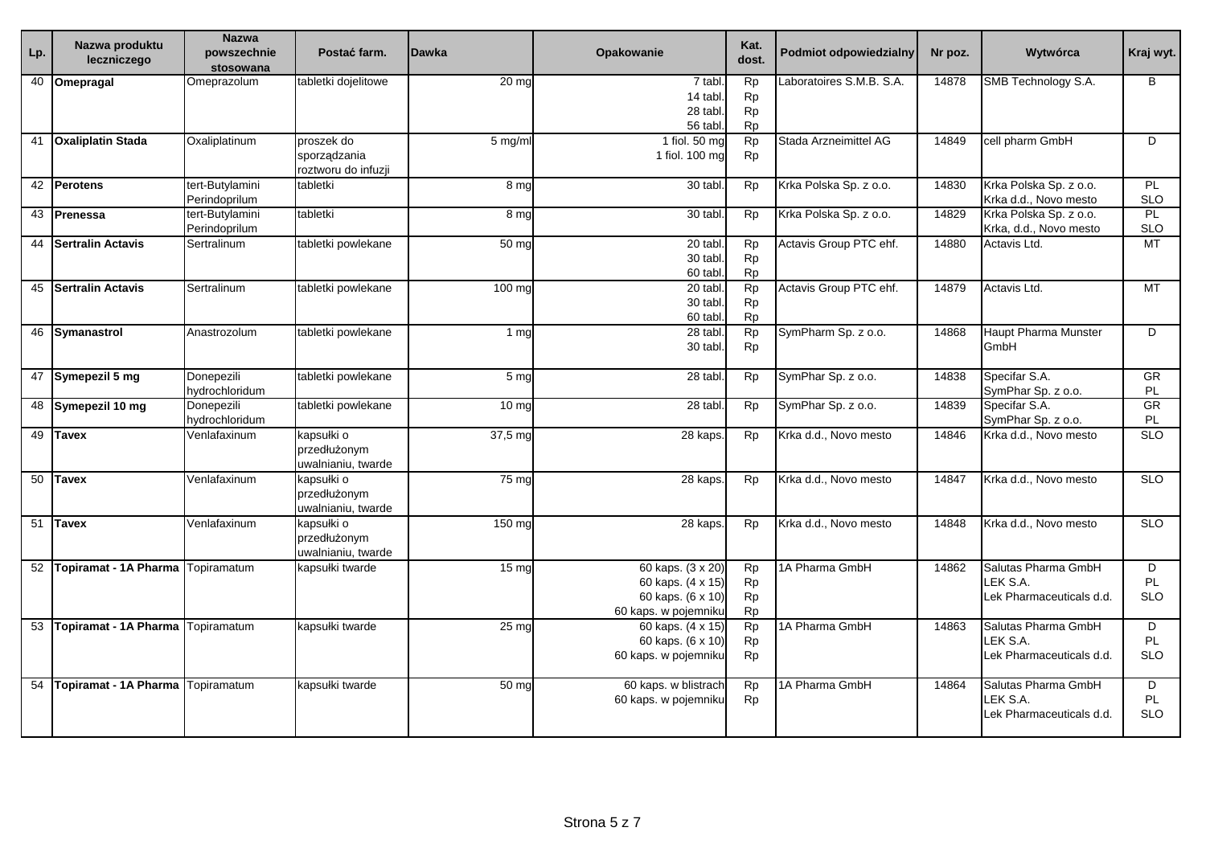| Lp. | Nazwa produktu leczniczego | Nazwa powszechnie stosowana | Postać farm. | Dawka | Opakowanie | Kat. dost. | Podmiot odpowiedzialny | Nr poz. | Wytwórca | Kraj wyt. |
|---|---|---|---|---|---|---|---|---|---|---|
| 40 | **Omepragal** | Omeprazolum | tabletki dojelitowe | 20 mg | 7 tabl.<br>14 tabl.<br>28 tabl.<br>56 tabl. | Rp<br>Rp<br>Rp<br>Rp | Laboratoires S.M.B. S.A. | 14878 | SMB Technology S.A. | B |
| 41 | **Oxaliplatin Stada** | Oxaliplatinum | proszek do sporządzania roztworu do infuzji | 5 mg/ml | 1 fiol. 50 mg<br>1 fiol. 100 mg | Rp<br>Rp | Stada Arzneimittel AG | 14849 | cell pharm GmbH | D |
| 42 | **Perotens** | tert-Butylamini Perindoprilum | tabletki | 8 mg | 30 tabl. | Rp | Krka Polska Sp. z o.o. | 14830 | Krka Polska Sp. z o.o.<br>Krka d.d., Novo mesto | PL<br>SLO |
| 43 | **Prenessa** | tert-Butylamini Perindoprilum | tabletki | 8 mg | 30 tabl. | Rp | Krka Polska Sp. z o.o. | 14829 | Krka Polska Sp. z o.o.<br>Krka, d.d., Novo mesto | PL<br>SLO |
| 44 | **Sertralin Actavis** | Sertralinum | tabletki powlekane | 50 mg | 20 tabl.<br>30 tabl.<br>60 tabl. | Rp<br>Rp<br>Rp | Actavis Group PTC ehf. | 14880 | Actavis Ltd. | MT |
| 45 | **Sertralin Actavis** | Sertralinum | tabletki powlekane | 100 mg | 20 tabl.<br>30 tabl.<br>60 tabl. | Rp<br>Rp<br>Rp | Actavis Group PTC ehf. | 14879 | Actavis Ltd. | MT |
| 46 | **Symanastrol** | Anastrozolum | tabletki powlekane | 1 mg | 28 tabl.<br>30 tabl. | Rp<br>Rp | SymPharm Sp. z o.o. | 14868 | Haupt Pharma Munster GmbH | D |
| 47 | **Symepezil 5 mg** | Donepezili hydrochloridum | tabletki powlekane | 5 mg | 28 tabl. | Rp | SymPhar Sp. z o.o. | 14838 | Specifar S.A.<br>SymPhar Sp. z o.o. | GR<br>PL |
| 48 | **Symepezil 10 mg** | Donepezili hydrochloridum | tabletki powlekane | 10 mg | 28 tabl. | Rp | SymPhar Sp. z o.o. | 14839 | Specifar S.A.<br>SymPhar Sp. z o.o. | GR<br>PL |
| 49 | **Tavex** | Venlafaxinum | kapsułki o przedłużonym uwalnianiu, twarde | 37,5 mg | 28 kaps. | Rp | Krka d.d., Novo mesto | 14846 | Krka d.d., Novo mesto | SLO |
| 50 | **Tavex** | Venlafaxinum | kapsułki o przedłużonym uwalnianiu, twarde | 75 mg | 28 kaps. | Rp | Krka d.d., Novo mesto | 14847 | Krka d.d., Novo mesto | SLO |
| 51 | **Tavex** | Venlafaxinum | kapsułki o przedłużonym uwalnianiu, twarde | 150 mg | 28 kaps. | Rp | Krka d.d., Novo mesto | 14848 | Krka d.d., Novo mesto | SLO |
| 52 | **Topiramat - 1A Pharma** | Topiramatum | kapsułki twarde | 15 mg | 60 kaps. (3 x 20)<br>60 kaps. (4 x 15)<br>60 kaps. (6 x 10)<br>60 kaps. w pojemniku | Rp<br>Rp<br>Rp<br>Rp | 1A Pharma GmbH | 14862 | Salutas Pharma GmbH<br>LEK S.A.<br>Lek Pharmaceuticals d.d. | D<br>PL<br>SLO |
| 53 | **Topiramat - 1A Pharma** | Topiramatum | kapsułki twarde | 25 mg | 60 kaps. (4 x 15)<br>60 kaps. (6 x 10)<br>60 kaps. w pojemniku | Rp<br>Rp<br>Rp | 1A Pharma GmbH | 14863 | Salutas Pharma GmbH<br>LEK S.A.<br>Lek Pharmaceuticals d.d. | D<br>PL<br>SLO |
| 54 | **Topiramat - 1A Pharma** | Topiramatum | kapsułki twarde | 50 mg | 60 kaps. w blistrach<br>60 kaps. w pojemniku | Rp<br>Rp | 1A Pharma GmbH | 14864 | Salutas Pharma GmbH<br>LEK S.A.<br>Lek Pharmaceuticals d.d. | D<br>PL<br>SLO |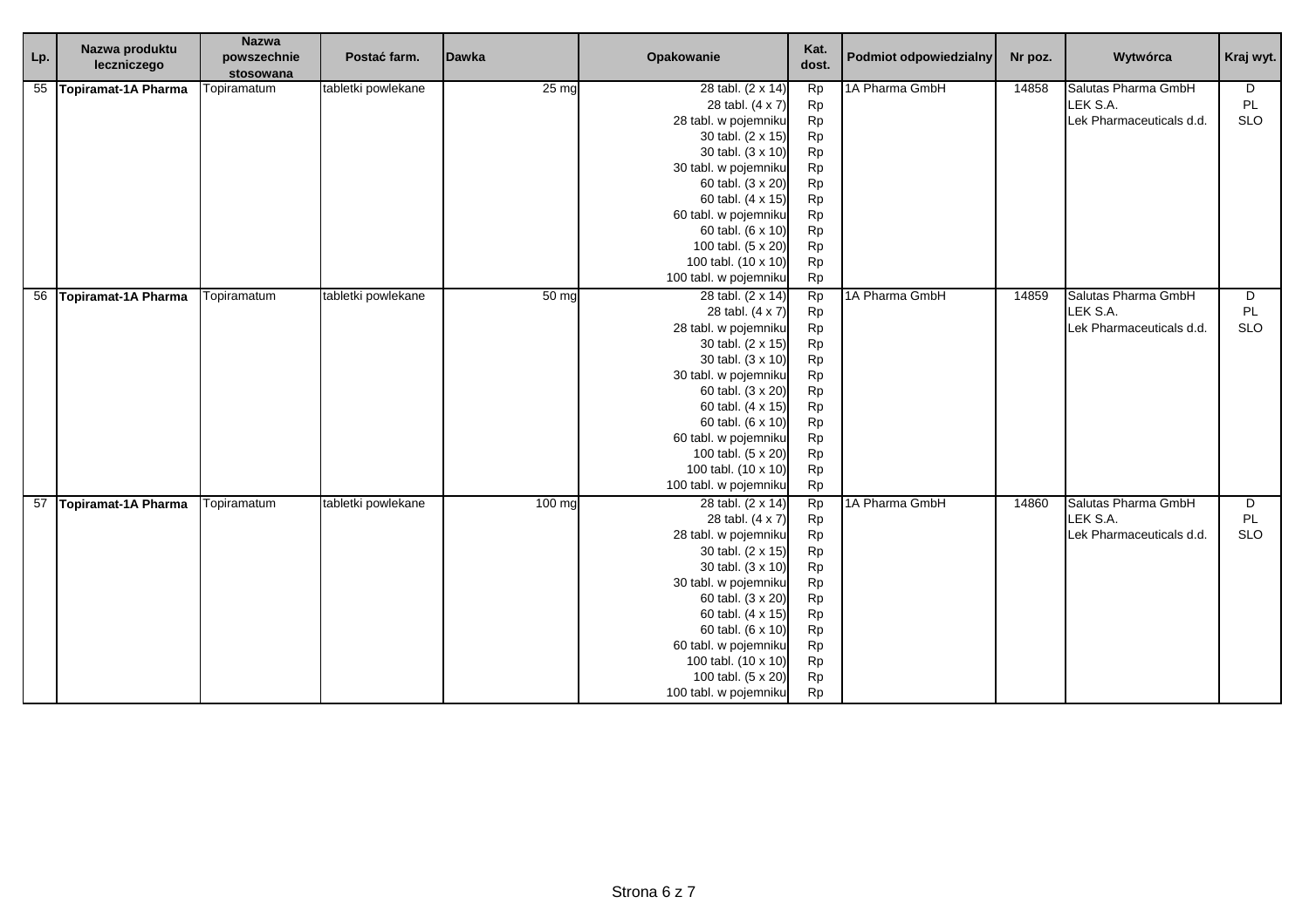| Lp. | Nazwa produktu leczniczego | Nazwa powszechnie stosowana | Postać farm. | Dawka | Opakowanie | Kat. dost. | Podmiot odpowiedzialny | Nr poz. | Wytwórca | Kraj wyt. |
|---|---|---|---|---|---|---|---|---|---|---|
| 55 | **Topiramat-1A Pharma** | Topiramatum | tabletki powlekane | 25 mg | 28 tabl. (2 x 14) | Rp | 1A Pharma GmbH | 14858 | Salutas Pharma GmbH | D |
| | | | | | 28 tabl. (4 x 7) | Rp | | | LEK S.A. | PL |
| | | | | | 28 tabl. w pojemniku | Rp | | | Lek Pharmaceuticals d.d. | SLO |
| | | | | | 30 tabl. (2 x 15) | Rp | | | | |
| | | | | | 30 tabl. (3 x 10) | Rp | | | | |
| | | | | | 30 tabl. w pojemniku | Rp | | | | |
| | | | | | 60 tabl. (3 x 20) | Rp | | | | |
| | | | | | 60 tabl. (4 x 15) | Rp | | | | |
| | | | | | 60 tabl. w pojemniku | Rp | | | | |
| | | | | | 60 tabl. (6 x 10) | Rp | | | | |
| | | | | | 100 tabl. (5 x 20) | Rp | | | | |
| | | | | | 100 tabl. (10 x 10) | Rp | | | | |
| | | | | | 100 tabl. w pojemniku | Rp | | | | |
| 56 | **Topiramat-1A Pharma** | Topiramatum | tabletki powlekane | 50 mg | 28 tabl. (2 x 14) | Rp | 1A Pharma GmbH | 14859 | Salutas Pharma GmbH | D |
| | | | | | 28 tabl. (4 x 7) | Rp | | | LEK S.A. | PL |
| | | | | | 28 tabl. w pojemniku | Rp | | | Lek Pharmaceuticals d.d. | SLO |
| | | | | | 30 tabl. (2 x 15) | Rp | | | | |
| | | | | | 30 tabl. (3 x 10) | Rp | | | | |
| | | | | | 30 tabl. w pojemniku | Rp | | | | |
| | | | | | 60 tabl. (3 x 20) | Rp | | | | |
| | | | | | 60 tabl. (4 x 15) | Rp | | | | |
| | | | | | 60 tabl. (6 x 10) | Rp | | | | |
| | | | | | 60 tabl. w pojemniku | Rp | | | | |
| | | | | | 100 tabl. (5 x 20) | Rp | | | | |
| | | | | | 100 tabl. (10 x 10) | Rp | | | | |
| | | | | | 100 tabl. w pojemniku | Rp | | | | |
| 57 | **Topiramat-1A Pharma** | Topiramatum | tabletki powlekane | 100 mg | 28 tabl. (2 x 14) | Rp | 1A Pharma GmbH | 14860 | Salutas Pharma GmbH | D |
| | | | | | 28 tabl. (4 x 7) | Rp | | | LEK S.A. | PL |
| | | | | | 28 tabl. w pojemniku | Rp | | | Lek Pharmaceuticals d.d. | SLO |
| | | | | | 30 tabl. (2 x 15) | Rp | | | | |
| | | | | | 30 tabl. (3 x 10) | Rp | | | | |
| | | | | | 30 tabl. w pojemniku | Rp | | | | |
| | | | | | 60 tabl. (3 x 20) | Rp | | | | |
| | | | | | 60 tabl. (4 x 15) | Rp | | | | |
| | | | | | 60 tabl. (6 x 10) | Rp | | | | |
| | | | | | 60 tabl. w pojemniku | Rp | | | | |
| | | | | | 100 tabl. (10 x 10) | Rp | | | | |
| | | | | | 100 tabl. (5 x 20) | Rp | | | | |
| | | | | | 100 tabl. w pojemniku | Rp | | | | |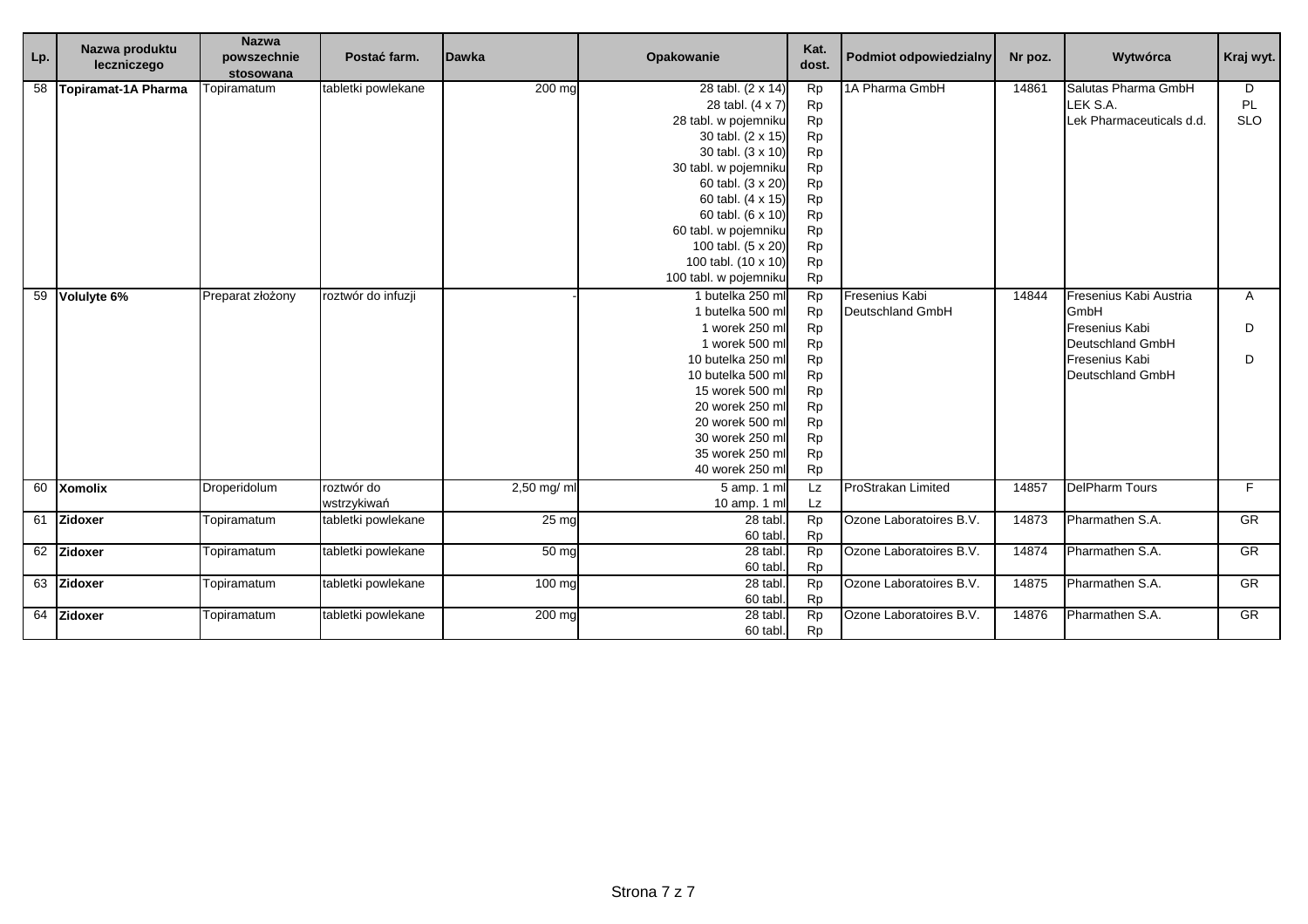| Lp. | Nazwa produktu leczniczego | Nazwa powszechnie stosowana | Postać farm. | Dawka | Opakowanie | Kat. dost. | Podmiot odpowiedzialny | Nr poz. | Wytwórca | Kraj wyt. |
|---|---|---|---|---|---|---|---|---|---|---|
| 58 | **Topiramat-1A Pharma** | Topiramatum | tabletki powlekane | 200 mg | 28 tabl. (2 x 14) | Rp | 1A Pharma GmbH | 14861 | Salutas Pharma GmbH | D |
| | | | | | 28 tabl. (4 x 7) | Rp | | | LEK S.A. | PL |
| | | | | | 28 tabl. w pojemniku | Rp | | | Lek Pharmaceuticals d.d. | SLO |
| | | | | | 30 tabl. (2 x 15) | Rp | | | | |
| | | | | | 30 tabl. (3 x 10) | Rp | | | | |
| | | | | | 30 tabl. w pojemniku | Rp | | | | |
| | | | | | 60 tabl. (3 x 20) | Rp | | | | |
| | | | | | 60 tabl. (4 x 15) | Rp | | | | |
| | | | | | 60 tabl. (6 x 10) | Rp | | | | |
| | | | | | 60 tabl. w pojemniku | Rp | | | | |
| | | | | | 100 tabl. (5 x 20) | Rp | | | | |
| | | | | | 100 tabl. (10 x 10) | Rp | | | | |
| | | | | | 100 tabl. w pojemniku | Rp | | | | |
| 59 | **Volulyte 6%** | Preparat złożony | roztwór do infuzji | - | 1 butelka 250 ml | Rp | Fresenius Kabi Deutschland GmbH | 14844 | Fresenius Kabi Austria GmbH | A |
| | | | | | 1 butelka 500 ml | Rp | | | | |
| | | | | | 1 worek 250 ml | Rp | | | Fresenius Kabi Deutschland GmbH | D |
| | | | | | 1 worek 500 ml | Rp | | | | |
| | | | | | 10 butelka 250 ml | Rp | | | Fresenius Kabi Deutschland GmbH | D |
| | | | | | 10 butelka 500 ml | Rp | | | | |
| | | | | | 15 worek 500 ml | Rp | | | | |
| | | | | | 20 worek 250 ml | Rp | | | | |
| | | | | | 20 worek 500 ml | Rp | | | | |
| | | | | | 30 worek 250 ml | Rp | | | | |
| | | | | | 35 worek 250 ml | Rp | | | | |
| | | | | | 40 worek 250 ml | Rp | | | | |
| 60 | **Xomolix** | Droperidolum | roztwór do wstrzykiwań | 2,50 mg/ ml | 5 amp. 1 ml | Lz | ProStrakan Limited | 14857 | DelPharm Tours | F |
| | | | | | 10 amp. 1 ml | Lz | | | | |
| 61 | **Zidoxer** | Topiramatum | tabletki powlekane | 25 mg | 28 tabl. | Rp | Ozone Laboratoires B.V. | 14873 | Pharmathen S.A. | GR |
| | | | | | 60 tabl. | Rp | | | | |
| 62 | **Zidoxer** | Topiramatum | tabletki powlekane | 50 mg | 28 tabl. | Rp | Ozone Laboratoires B.V. | 14874 | Pharmathen S.A. | GR |
| | | | | | 60 tabl. | Rp | | | | |
| 63 | **Zidoxer** | Topiramatum | tabletki powlekane | 100 mg | 28 tabl. | Rp | Ozone Laboratoires B.V. | 14875 | Pharmathen S.A. | GR |
| | | | | | 60 tabl. | Rp | | | | |
| 64 | **Zidoxer** | Topiramatum | tabletki powlekane | 200 mg | 28 tabl. | Rp | Ozone Laboratoires B.V. | 14876 | Pharmathen S.A. | GR |
| | | | | | 60 tabl. | Rp | | | | |